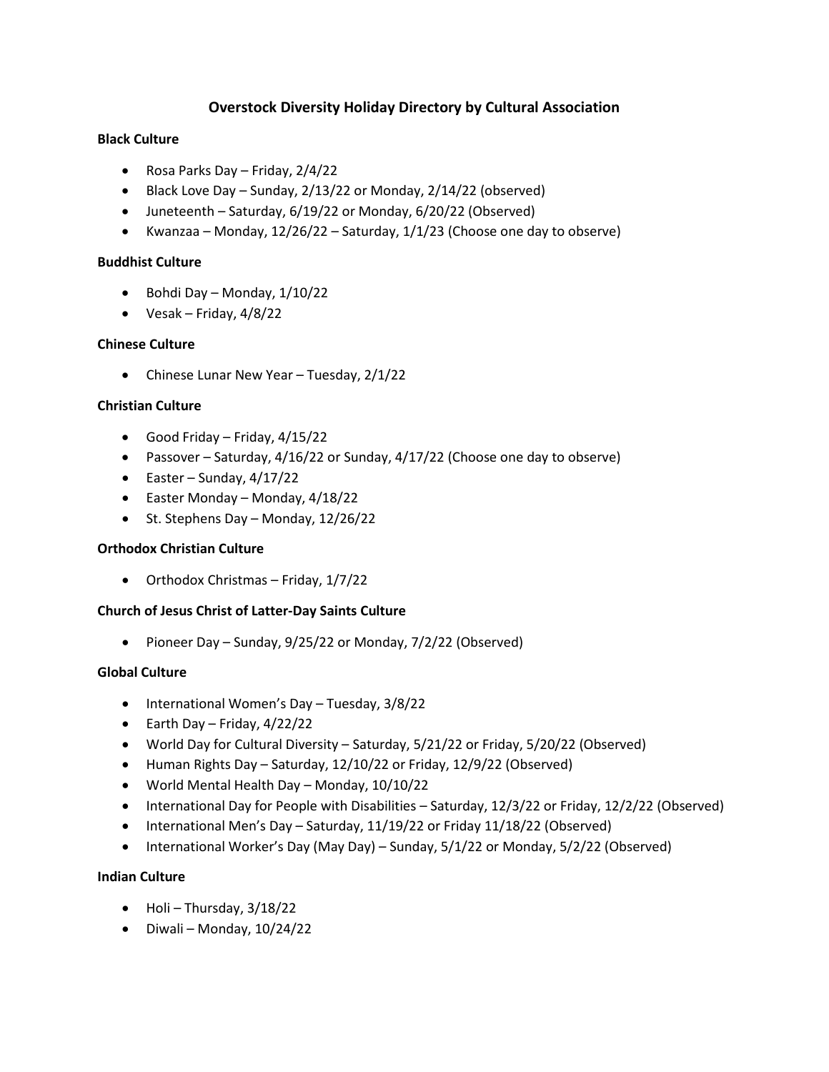# Overstock Diversity Holiday Directory by Cultural Association

**Black Culture**

- Rosa Parks Day – Friday, 2/4/22
- Black Love Day – Sunday, 2/13/22 or Monday, 2/14/22 (observed)
- Juneteenth – Saturday, 6/19/22 or Monday, 6/20/22 (Observed)
- Kwanzaa – Monday, 12/26/22 – Saturday, 1/1/23 (Choose one day to observe)

**Buddhist Culture**

- Bohdi Day – Monday, 1/10/22
- Vesak – Friday, 4/8/22

**Chinese Culture**

- Chinese Lunar New Year – Tuesday, 2/1/22

**Christian Culture**

- Good Friday – Friday, 4/15/22
- Passover – Saturday, 4/16/22 or Sunday, 4/17/22 (Choose one day to observe)
- Easter – Sunday, 4/17/22
- Easter Monday – Monday, 4/18/22
- St. Stephens Day – Monday, 12/26/22

**Orthodox Christian Culture**

- Orthodox Christmas – Friday, 1/7/22

**Church of Jesus Christ of Latter-Day Saints Culture**

- Pioneer Day – Sunday, 9/25/22 or Monday, 7/2/22 (Observed)

**Global Culture**

- International Women's Day – Tuesday, 3/8/22
- Earth Day – Friday, 4/22/22
- World Day for Cultural Diversity – Saturday, 5/21/22 or Friday, 5/20/22 (Observed)
- Human Rights Day – Saturday, 12/10/22 or Friday, 12/9/22 (Observed)
- World Mental Health Day – Monday, 10/10/22
- International Day for People with Disabilities – Saturday, 12/3/22 or Friday, 12/2/22 (Observed)
- International Men's Day – Saturday, 11/19/22 or Friday 11/18/22 (Observed)
- International Worker's Day (May Day) – Sunday, 5/1/22 or Monday, 5/2/22 (Observed)

**Indian Culture**

- Holi – Thursday, 3/18/22
- Diwali – Monday, 10/24/22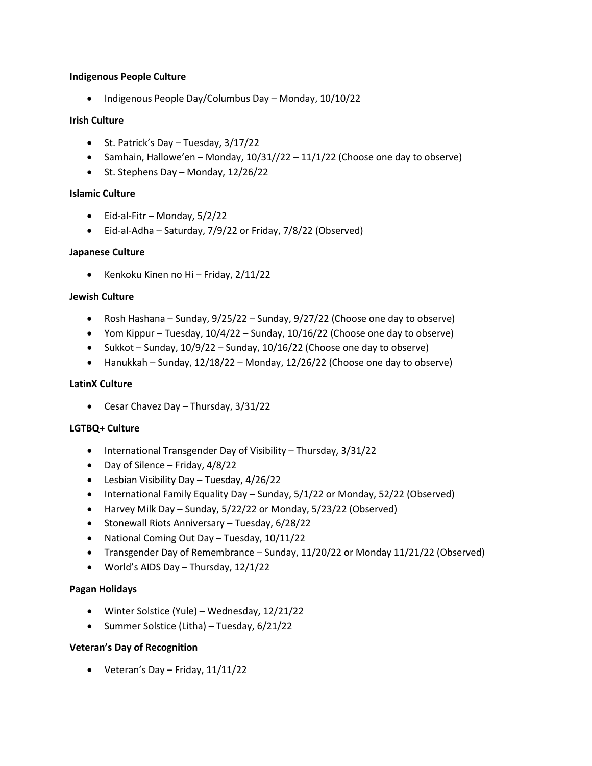**Indigenous People Culture**

- Indigenous People Day/Columbus Day – Monday, 10/10/22

**Irish Culture**

- St. Patrick's Day – Tuesday, 3/17/22
- Samhain, Hallowe'en – Monday, 10/31//22 – 11/1/22 (Choose one day to observe)
- St. Stephens Day – Monday, 12/26/22

**Islamic Culture**

- Eid-al-Fitr – Monday, 5/2/22
- Eid-al-Adha – Saturday, 7/9/22 or Friday, 7/8/22 (Observed)

**Japanese Culture**

- Kenkoku Kinen no Hi – Friday, 2/11/22

**Jewish Culture**

- Rosh Hashana – Sunday, 9/25/22 – Sunday, 9/27/22 (Choose one day to observe)
- Yom Kippur – Tuesday, 10/4/22 – Sunday, 10/16/22 (Choose one day to observe)
- Sukkot – Sunday, 10/9/22 – Sunday, 10/16/22 (Choose one day to observe)
- Hanukkah – Sunday, 12/18/22 – Monday, 12/26/22 (Choose one day to observe)

**LatinX Culture**

- Cesar Chavez Day – Thursday, 3/31/22

**LGTBQ+ Culture**

- International Transgender Day of Visibility – Thursday, 3/31/22
- Day of Silence – Friday, 4/8/22
- Lesbian Visibility Day – Tuesday, 4/26/22
- International Family Equality Day – Sunday, 5/1/22 or Monday, 52/22 (Observed)
- Harvey Milk Day – Sunday, 5/22/22 or Monday, 5/23/22 (Observed)
- Stonewall Riots Anniversary – Tuesday, 6/28/22
- National Coming Out Day – Tuesday, 10/11/22
- Transgender Day of Remembrance – Sunday, 11/20/22 or Monday 11/21/22 (Observed)
- World's AIDS Day – Thursday, 12/1/22

**Pagan Holidays**

- Winter Solstice (Yule) – Wednesday, 12/21/22
- Summer Solstice (Litha) – Tuesday, 6/21/22

**Veteran's Day of Recognition**

- Veteran's Day – Friday, 11/11/22